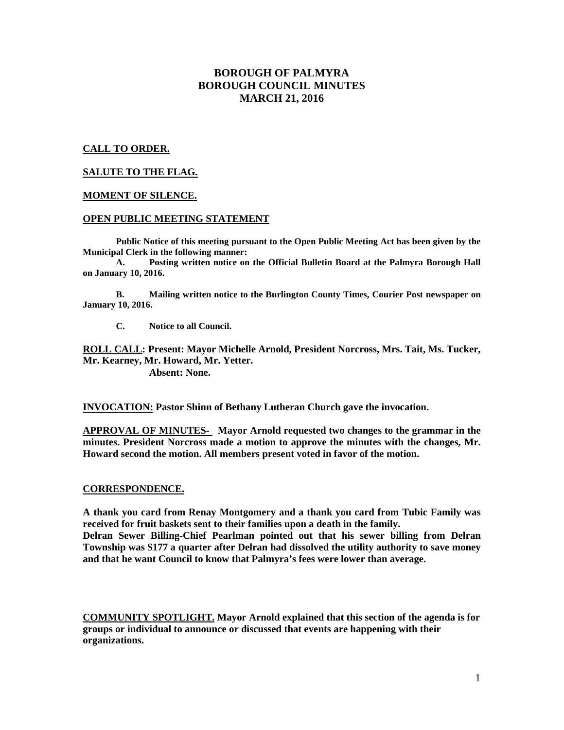# BOROUGH OF PALMYRA
# BOROUGH COUNCIL MINUTES
# MARCH 21, 2016

**CALL TO ORDER.**

**SALUTE TO THE FLAG.**

**MOMENT OF SILENCE.**

**OPEN PUBLIC MEETING STATEMENT**

**Public Notice of this meeting pursuant to the Open Public Meeting Act has been given by the Municipal Clerk in the following manner:**

**A. Posting written notice on the Official Bulletin Board at the Palmyra Borough Hall on January 10, 2016.**

**B. Mailing written notice to the Burlington County Times, Courier Post newspaper on January 10, 2016.**

**C. Notice to all Council.**

**ROLL CALL: Present: Mayor Michelle Arnold, President Norcross, Mrs. Tait, Ms. Tucker, Mr. Kearney, Mr. Howard, Mr. Yetter.**
**Absent: None.**

**INVOCATION: Pastor Shinn of Bethany Lutheran Church gave the invocation.**

**APPROVAL OF MINUTES- Mayor Arnold requested two changes to the grammar in the minutes. President Norcross made a motion to approve the minutes with the changes, Mr. Howard second the motion. All members present voted in favor of the motion.**

**CORRESPONDENCE.**

**A thank you card from Renay Montgomery and a thank you card from Tubic Family was received for fruit baskets sent to their families upon a death in the family.**
**Delran Sewer Billing-Chief Pearlman pointed out that his sewer billing from Delran Township was $177 a quarter after Delran had dissolved the utility authority to save money and that he want Council to know that Palmyra's fees were lower than average.**

**COMMUNITY SPOTLIGHT. Mayor Arnold explained that this section of the agenda is for groups or individual to announce or discussed that events are happening with their organizations.**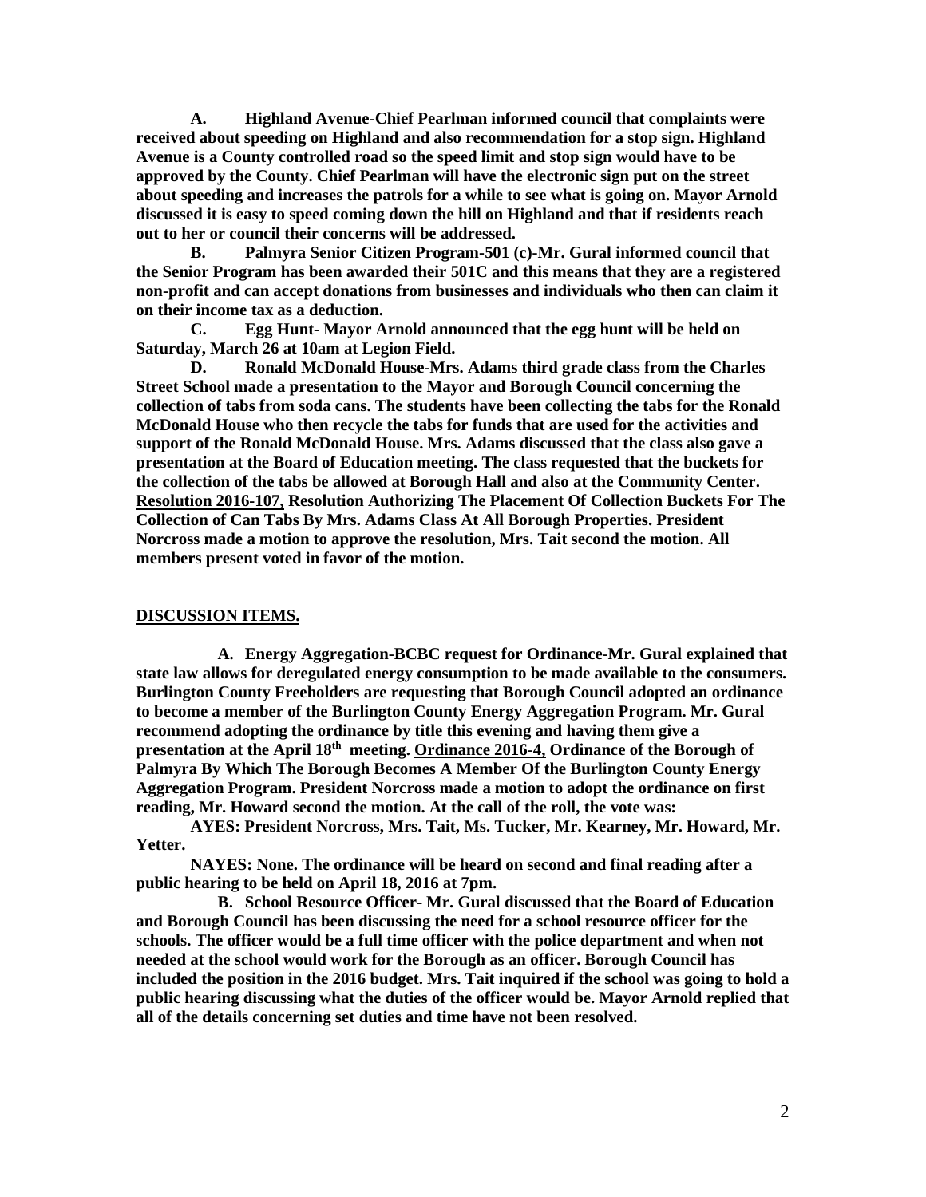**A. Highland Avenue-Chief Pearlman informed council that complaints were received about speeding on Highland and also recommendation for a stop sign. Highland Avenue is a County controlled road so the speed limit and stop sign would have to be approved by the County. Chief Pearlman will have the electronic sign put on the street about speeding and increases the patrols for a while to see what is going on. Mayor Arnold discussed it is easy to speed coming down the hill on Highland and that if residents reach out to her or council their concerns will be addressed.**

**B. Palmyra Senior Citizen Program-501 (c)-Mr. Gural informed council that the Senior Program has been awarded their 501C and this means that they are a registered non-profit and can accept donations from businesses and individuals who then can claim it on their income tax as a deduction.**

**C. Egg Hunt- Mayor Arnold announced that the egg hunt will be held on Saturday, March 26 at 10am at Legion Field.**

**D. Ronald McDonald House-Mrs. Adams third grade class from the Charles Street School made a presentation to the Mayor and Borough Council concerning the collection of tabs from soda cans. The students have been collecting the tabs for the Ronald McDonald House who then recycle the tabs for funds that are used for the activities and support of the Ronald McDonald House. Mrs. Adams discussed that the class also gave a presentation at the Board of Education meeting. The class requested that the buckets for the collection of the tabs be allowed at Borough Hall and also at the Community Center. Resolution 2016-107, Resolution Authorizing The Placement Of Collection Buckets For The Collection of Can Tabs By Mrs. Adams Class At All Borough Properties. President Norcross made a motion to approve the resolution, Mrs. Tait second the motion. All members present voted in favor of the motion.**

**DISCUSSION ITEMS.**

**A. Energy Aggregation-BCBC request for Ordinance-Mr. Gural explained that state law allows for deregulated energy consumption to be made available to the consumers. Burlington County Freeholders are requesting that Borough Council adopted an ordinance to become a member of the Burlington County Energy Aggregation Program. Mr. Gural recommend adopting the ordinance by title this evening and having them give a presentation at the April 18th meeting. Ordinance 2016-4, Ordinance of the Borough of Palmyra By Which The Borough Becomes A Member Of the Burlington County Energy Aggregation Program. President Norcross made a motion to adopt the ordinance on first reading, Mr. Howard second the motion. At the call of the roll, the vote was:**

**AYES: President Norcross, Mrs. Tait, Ms. Tucker, Mr. Kearney, Mr. Howard, Mr. Yetter.**

**NAYES: None. The ordinance will be heard on second and final reading after a public hearing to be held on April 18, 2016 at 7pm.**

**B. School Resource Officer- Mr. Gural discussed that the Board of Education and Borough Council has been discussing the need for a school resource officer for the schools. The officer would be a full time officer with the police department and when not needed at the school would work for the Borough as an officer. Borough Council has included the position in the 2016 budget. Mrs. Tait inquired if the school was going to hold a public hearing discussing what the duties of the officer would be. Mayor Arnold replied that all of the details concerning set duties and time have not been resolved.**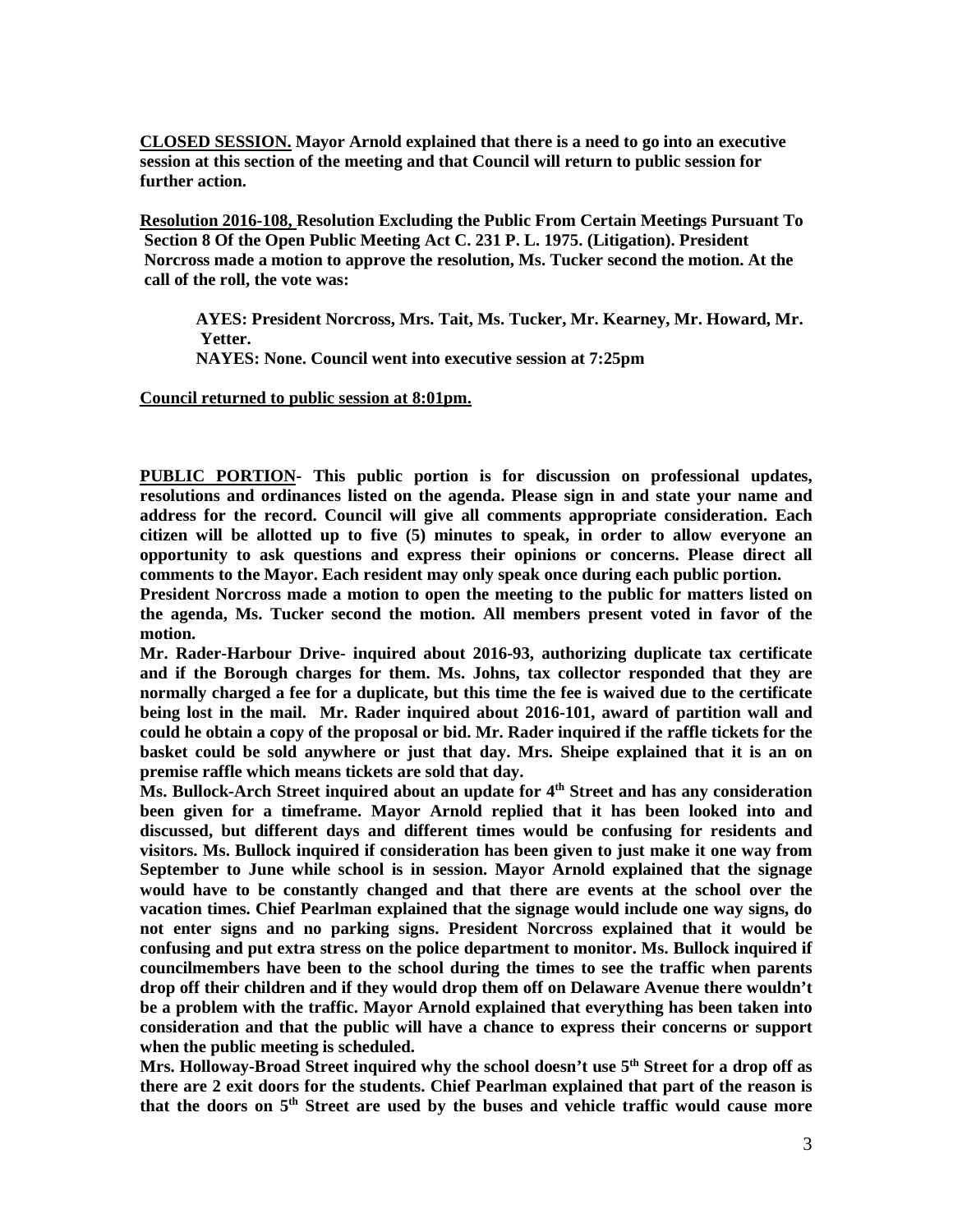**CLOSED SESSION. Mayor Arnold explained that there is a need to go into an executive session at this section of the meeting and that Council will return to public session for further action.**

**Resolution 2016-108, Resolution Excluding the Public From Certain Meetings Pursuant To Section 8 Of the Open Public Meeting Act C. 231 P. L. 1975. (Litigation). President Norcross made a motion to approve the resolution, Ms. Tucker second the motion. At the call of the roll, the vote was:**

**AYES: President Norcross, Mrs. Tait, Ms. Tucker, Mr. Kearney, Mr. Howard, Mr. Yetter.**
**NAYES: None. Council went into executive session at 7:25pm**

**Council returned to public session at 8:01pm.**

**PUBLIC PORTION- This public portion is for discussion on professional updates, resolutions and ordinances listed on the agenda. Please sign in and state your name and address for the record. Council will give all comments appropriate consideration. Each citizen will be allotted up to five (5) minutes to speak, in order to allow everyone an opportunity to ask questions and express their opinions or concerns. Please direct all comments to the Mayor. Each resident may only speak once during each public portion.**

**President Norcross made a motion to open the meeting to the public for matters listed on the agenda, Ms. Tucker second the motion. All members present voted in favor of the motion.**

**Mr. Rader-Harbour Drive- inquired about 2016-93, authorizing duplicate tax certificate and if the Borough charges for them. Ms. Johns, tax collector responded that they are normally charged a fee for a duplicate, but this time the fee is waived due to the certificate being lost in the mail. Mr. Rader inquired about 2016-101, award of partition wall and could he obtain a copy of the proposal or bid. Mr. Rader inquired if the raffle tickets for the basket could be sold anywhere or just that day. Mrs. Sheipe explained that it is an on premise raffle which means tickets are sold that day.**

**Ms. Bullock-Arch Street inquired about an update for 4th Street and has any consideration been given for a timeframe. Mayor Arnold replied that it has been looked into and discussed, but different days and different times would be confusing for residents and visitors. Ms. Bullock inquired if consideration has been given to just make it one way from September to June while school is in session. Mayor Arnold explained that the signage would have to be constantly changed and that there are events at the school over the vacation times. Chief Pearlman explained that the signage would include one way signs, do not enter signs and no parking signs. President Norcross explained that it would be confusing and put extra stress on the police department to monitor. Ms. Bullock inquired if councilmembers have been to the school during the times to see the traffic when parents drop off their children and if they would drop them off on Delaware Avenue there wouldn't be a problem with the traffic. Mayor Arnold explained that everything has been taken into consideration and that the public will have a chance to express their concerns or support when the public meeting is scheduled.**

**Mrs. Holloway-Broad Street inquired why the school doesn't use 5th Street for a drop off as there are 2 exit doors for the students. Chief Pearlman explained that part of the reason is that the doors on 5th Street are used by the buses and vehicle traffic would cause more**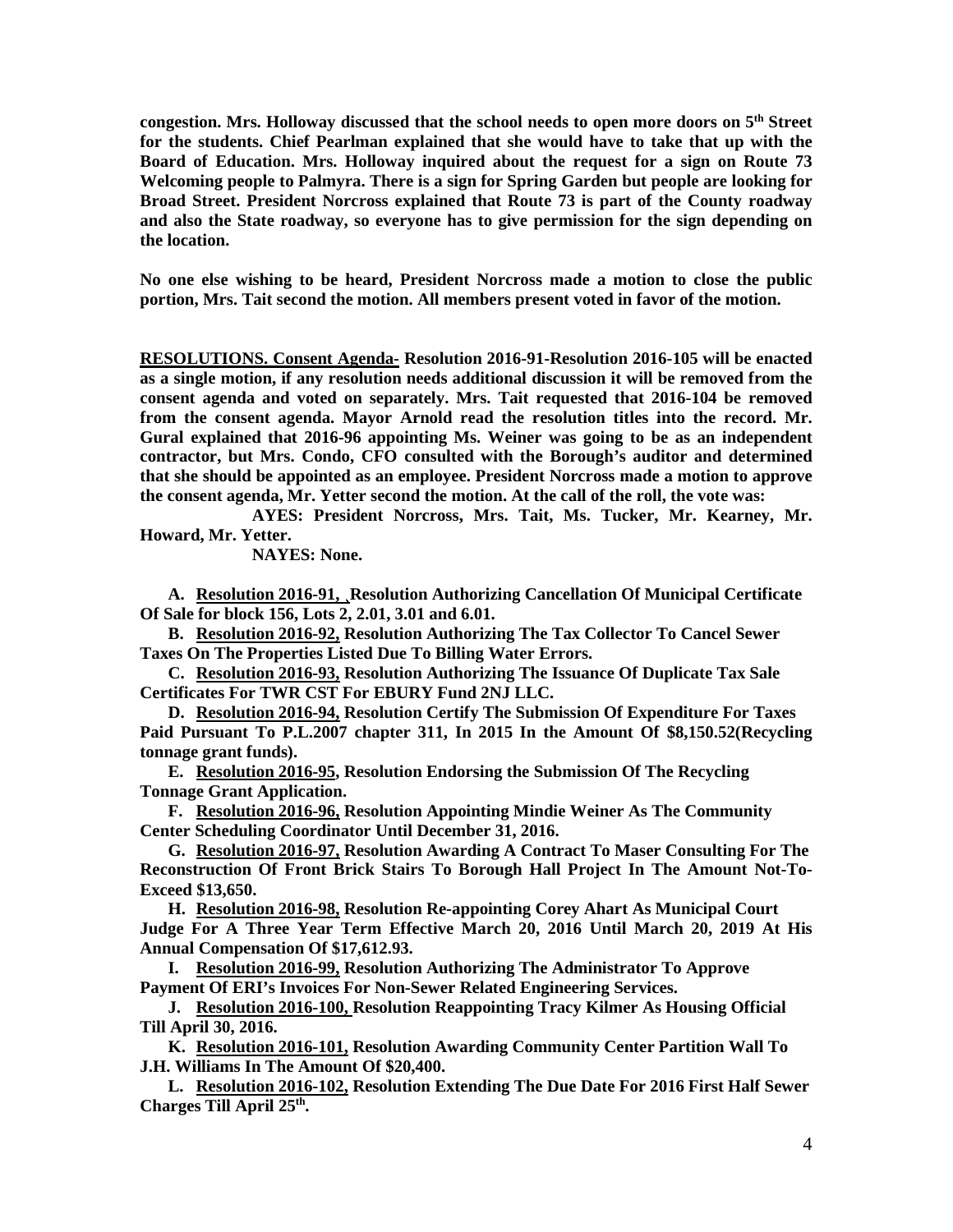**congestion. Mrs. Holloway discussed that the school needs to open more doors on 5th Street for the students. Chief Pearlman explained that she would have to take that up with the Board of Education. Mrs. Holloway inquired about the request for a sign on Route 73 Welcoming people to Palmyra. There is a sign for Spring Garden but people are looking for Broad Street. President Norcross explained that Route 73 is part of the County roadway and also the State roadway, so everyone has to give permission for the sign depending on the location.**

**No one else wishing to be heard, President Norcross made a motion to close the public portion, Mrs. Tait second the motion. All members present voted in favor of the motion.**

**RESOLUTIONS. Consent Agenda- Resolution 2016-91-Resolution 2016-105 will be enacted as a single motion, if any resolution needs additional discussion it will be removed from the consent agenda and voted on separately. Mrs. Tait requested that 2016-104 be removed from the consent agenda. Mayor Arnold read the resolution titles into the record. Mr. Gural explained that 2016-96 appointing Ms. Weiner was going to be as an independent contractor, but Mrs. Condo, CFO consulted with the Borough's auditor and determined that she should be appointed as an employee. President Norcross made a motion to approve the consent agenda, Mr. Yetter second the motion. At the call of the roll, the vote was:**

**AYES: President Norcross, Mrs. Tait, Ms. Tucker, Mr. Kearney, Mr. Howard, Mr. Yetter.**

**NAYES: None.**

A. **Resolution 2016-91, Resolution Authorizing Cancellation Of Municipal Certificate Of Sale for block 156, Lots 2, 2.01, 3.01 and 6.01.**

B. **Resolution 2016-92, Resolution Authorizing The Tax Collector To Cancel Sewer Taxes On The Properties Listed Due To Billing Water Errors.**

C. **Resolution 2016-93, Resolution Authorizing The Issuance Of Duplicate Tax Sale Certificates For TWR CST For EBURY Fund 2NJ LLC.**

D. **Resolution 2016-94, Resolution Certify The Submission Of Expenditure For Taxes Paid Pursuant To P.L.2007 chapter 311, In 2015 In the Amount Of $8,150.52(Recycling tonnage grant funds).**

E. **Resolution 2016-95, Resolution Endorsing the Submission Of The Recycling Tonnage Grant Application.**

F. **Resolution 2016-96, Resolution Appointing Mindie Weiner As The Community Center Scheduling Coordinator Until December 31, 2016.**

G. **Resolution 2016-97, Resolution Awarding A Contract To Maser Consulting For The Reconstruction Of Front Brick Stairs To Borough Hall Project In The Amount Not-To-Exceed $13,650.**

H. **Resolution 2016-98, Resolution Re-appointing Corey Ahart As Municipal Court Judge For A Three Year Term Effective March 20, 2016 Until March 20, 2019 At His Annual Compensation Of $17,612.93.**

I. **Resolution 2016-99, Resolution Authorizing The Administrator To Approve Payment Of ERI's Invoices For Non-Sewer Related Engineering Services.**

J. **Resolution 2016-100, Resolution Reappointing Tracy Kilmer As Housing Official Till April 30, 2016.**

K. **Resolution 2016-101, Resolution Awarding Community Center Partition Wall To J.H. Williams In The Amount Of $20,400.**

L. **Resolution 2016-102, Resolution Extending The Due Date For 2016 First Half Sewer Charges Till April 25th.**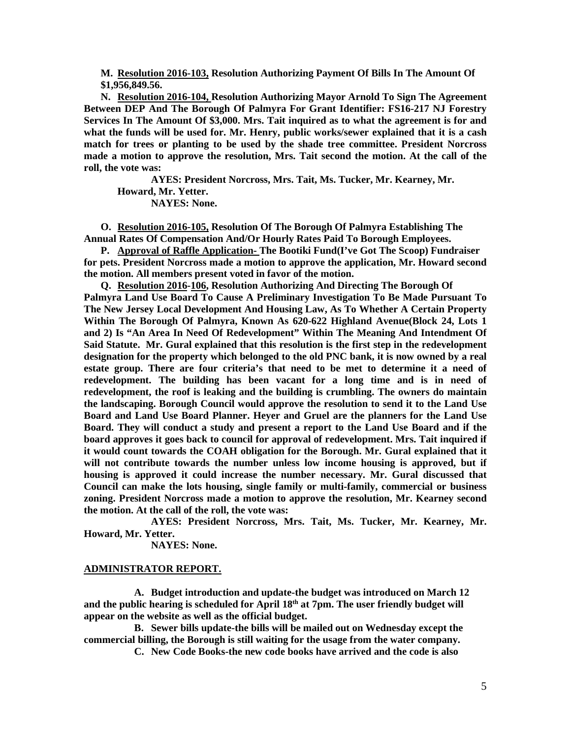**M. <u>Resolution 2016-103,</u> Resolution Authorizing Payment Of Bills In The Amount Of $1,956,849.56.**

**N. <u>Resolution 2016-104,</u> Resolution Authorizing Mayor Arnold To Sign The Agreement Between DEP And The Borough Of Palmyra For Grant Identifier: FS16-217 NJ Forestry Services In The Amount Of $3,000. Mrs. Tait inquired as to what the agreement is for and what the funds will be used for. Mr. Henry, public works/sewer explained that it is a cash match for trees or planting to be used by the shade tree committee. President Norcross made a motion to approve the resolution, Mrs. Tait second the motion. At the call of the roll, the vote was:**

**AYES: President Norcross, Mrs. Tait, Ms. Tucker, Mr. Kearney, Mr. Howard, Mr. Yetter.**

**NAYES: None.**

**O. <u>Resolution 2016-105,</u> Resolution Of The Borough Of Palmyra Establishing The Annual Rates Of Compensation And/Or Hourly Rates Paid To Borough Employees.**

**P. <u>Approval of Raffle Application-</u> The Bootiki Fund(I've Got The Scoop) Fundraiser for pets. President Norcross made a motion to approve the application, Mr. Howard second the motion. All members present voted in favor of the motion.**

**Q. <u>Resolution 2016-106,</u> Resolution Authorizing And Directing The Borough Of Palmyra Land Use Board To Cause A Preliminary Investigation To Be Made Pursuant To The New Jersey Local Development And Housing Law, As To Whether A Certain Property Within The Borough Of Palmyra, Known As 620-622 Highland Avenue(Block 24, Lots 1 and 2) Is "An Area In Need Of Redevelopment" Within The Meaning And Intendment Of Said Statute. Mr. Gural explained that this resolution is the first step in the redevelopment designation for the property which belonged to the old PNC bank, it is now owned by a real estate group. There are four criteria's that need to be met to determine it a need of redevelopment. The building has been vacant for a long time and is in need of redevelopment, the roof is leaking and the building is crumbling. The owners do maintain the landscaping. Borough Council would approve the resolution to send it to the Land Use Board and Land Use Board Planner. Heyer and Gruel are the planners for the Land Use Board. They will conduct a study and present a report to the Land Use Board and if the board approves it goes back to council for approval of redevelopment. Mrs. Tait inquired if it would count towards the COAH obligation for the Borough. Mr. Gural explained that it will not contribute towards the number unless low income housing is approved, but if housing is approved it could increase the number necessary. Mr. Gural discussed that Council can make the lots housing, single family or multi-family, commercial or business zoning. President Norcross made a motion to approve the resolution, Mr. Kearney second the motion. At the call of the roll, the vote was:**

**AYES: President Norcross, Mrs. Tait, Ms. Tucker, Mr. Kearney, Mr. Howard, Mr. Yetter.**

**NAYES: None.**

## **<u>ADMINISTRATOR REPORT.</u>**

**A. Budget introduction and update-the budget was introduced on March 12 and the public hearing is scheduled for April 18th at 7pm. The user friendly budget will appear on the website as well as the official budget.**

**B. Sewer bills update-the bills will be mailed out on Wednesday except the commercial billing, the Borough is still waiting for the usage from the water company.**

**C. New Code Books-the new code books have arrived and the code is also**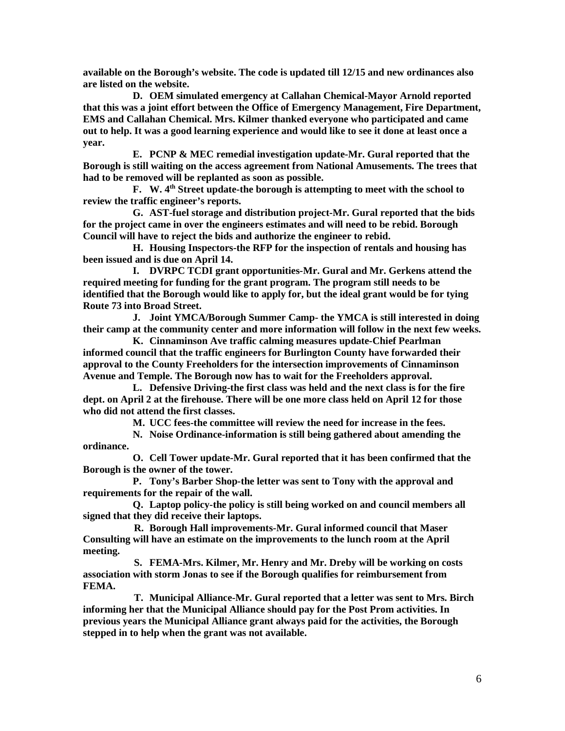**available on the Borough's website. The code is updated till 12/15 and new ordinances also are listed on the website.**

**D. OEM simulated emergency at Callahan Chemical-Mayor Arnold reported that this was a joint effort between the Office of Emergency Management, Fire Department, EMS and Callahan Chemical. Mrs. Kilmer thanked everyone who participated and came out to help. It was a good learning experience and would like to see it done at least once a year.**

**E. PCNP & MEC remedial investigation update-Mr. Gural reported that the Borough is still waiting on the access agreement from National Amusements. The trees that had to be removed will be replanted as soon as possible.**

**F. W. 4th Street update-the borough is attempting to meet with the school to review the traffic engineer's reports.**

**G. AST-fuel storage and distribution project-Mr. Gural reported that the bids for the project came in over the engineers estimates and will need to be rebid. Borough Council will have to reject the bids and authorize the engineer to rebid.**

**H. Housing Inspectors-the RFP for the inspection of rentals and housing has been issued and is due on April 14.**

**I. DVRPC TCDI grant opportunities-Mr. Gural and Mr. Gerkens attend the required meeting for funding for the grant program. The program still needs to be identified that the Borough would like to apply for, but the ideal grant would be for tying Route 73 into Broad Street.**

**J. Joint YMCA/Borough Summer Camp- the YMCA is still interested in doing their camp at the community center and more information will follow in the next few weeks.**

**K. Cinnaminson Ave traffic calming measures update-Chief Pearlman informed council that the traffic engineers for Burlington County have forwarded their approval to the County Freeholders for the intersection improvements of Cinnaminson Avenue and Temple. The Borough now has to wait for the Freeholders approval.**

**L. Defensive Driving-the first class was held and the next class is for the fire dept. on April 2 at the firehouse. There will be one more class held on April 12 for those who did not attend the first classes.**

**M. UCC fees-the committee will review the need for increase in the fees.**

**N. Noise Ordinance-information is still being gathered about amending the ordinance.**

**O. Cell Tower update-Mr. Gural reported that it has been confirmed that the Borough is the owner of the tower.**

**P. Tony's Barber Shop-the letter was sent to Tony with the approval and requirements for the repair of the wall.**

**Q. Laptop policy-the policy is still being worked on and council members all signed that they did receive their laptops.**

**R. Borough Hall improvements-Mr. Gural informed council that Maser Consulting will have an estimate on the improvements to the lunch room at the April meeting.**

**S. FEMA-Mrs. Kilmer, Mr. Henry and Mr. Dreby will be working on costs association with storm Jonas to see if the Borough qualifies for reimbursement from FEMA.**

**T. Municipal Alliance-Mr. Gural reported that a letter was sent to Mrs. Birch informing her that the Municipal Alliance should pay for the Post Prom activities. In previous years the Municipal Alliance grant always paid for the activities, the Borough stepped in to help when the grant was not available.**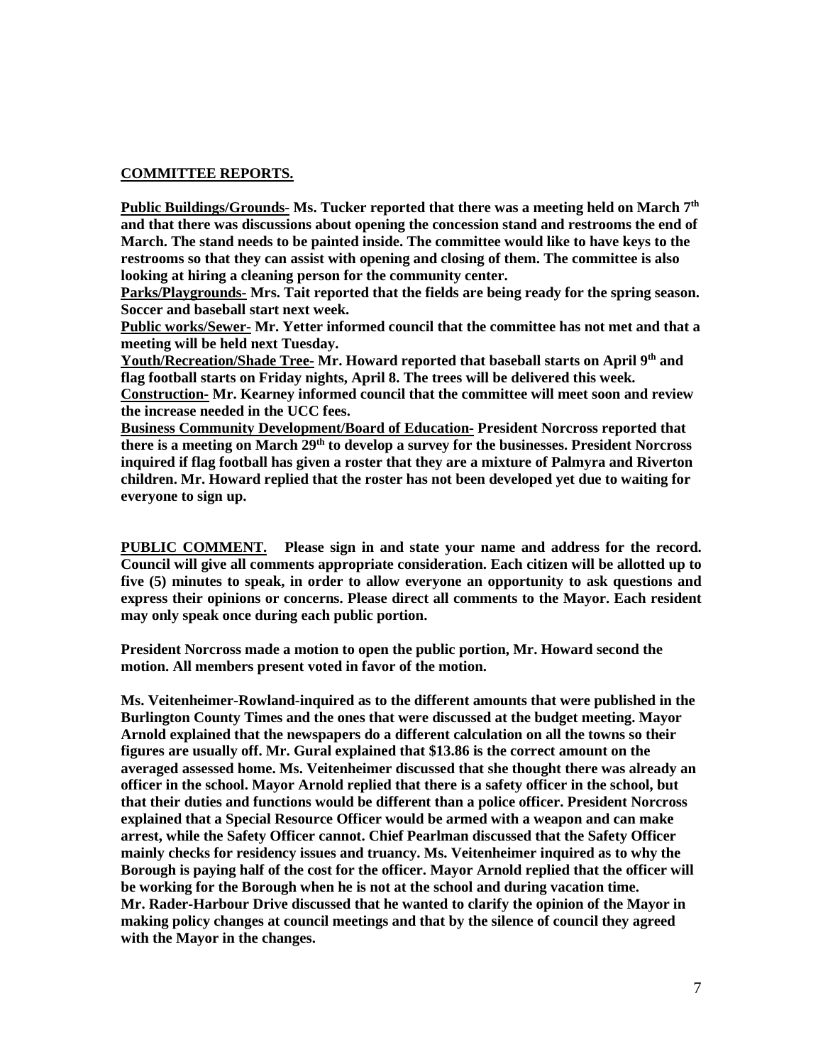**COMMITTEE REPORTS.**

**Public Buildings/Grounds- Ms. Tucker reported that there was a meeting held on March 7th and that there was discussions about opening the concession stand and restrooms the end of March. The stand needs to be painted inside. The committee would like to have keys to the restrooms so that they can assist with opening and closing of them. The committee is also looking at hiring a cleaning person for the community center.**

**Parks/Playgrounds- Mrs. Tait reported that the fields are being ready for the spring season. Soccer and baseball start next week.**

**Public works/Sewer- Mr. Yetter informed council that the committee has not met and that a meeting will be held next Tuesday.**

**Youth/Recreation/Shade Tree- Mr. Howard reported that baseball starts on April 9th and flag football starts on Friday nights, April 8. The trees will be delivered this week.**

**Construction- Mr. Kearney informed council that the committee will meet soon and review the increase needed in the UCC fees.**

**Business Community Development/Board of Education- President Norcross reported that there is a meeting on March 29th to develop a survey for the businesses. President Norcross inquired if flag football has given a roster that they are a mixture of Palmyra and Riverton children. Mr. Howard replied that the roster has not been developed yet due to waiting for everyone to sign up.**

**PUBLIC COMMENT. Please sign in and state your name and address for the record. Council will give all comments appropriate consideration. Each citizen will be allotted up to five (5) minutes to speak, in order to allow everyone an opportunity to ask questions and express their opinions or concerns. Please direct all comments to the Mayor. Each resident may only speak once during each public portion.**

**President Norcross made a motion to open the public portion, Mr. Howard second the motion. All members present voted in favor of the motion.**

**Ms. Veitenheimer-Rowland-inquired as to the different amounts that were published in the Burlington County Times and the ones that were discussed at the budget meeting. Mayor Arnold explained that the newspapers do a different calculation on all the towns so their figures are usually off. Mr. Gural explained that $13.86 is the correct amount on the averaged assessed home. Ms. Veitenheimer discussed that she thought there was already an officer in the school. Mayor Arnold replied that there is a safety officer in the school, but that their duties and functions would be different than a police officer. President Norcross explained that a Special Resource Officer would be armed with a weapon and can make arrest, while the Safety Officer cannot. Chief Pearlman discussed that the Safety Officer mainly checks for residency issues and truancy. Ms. Veitenheimer inquired as to why the Borough is paying half of the cost for the officer. Mayor Arnold replied that the officer will be working for the Borough when he is not at the school and during vacation time.**
**Mr. Rader-Harbour Drive discussed that he wanted to clarify the opinion of the Mayor in making policy changes at council meetings and that by the silence of council they agreed with the Mayor in the changes.**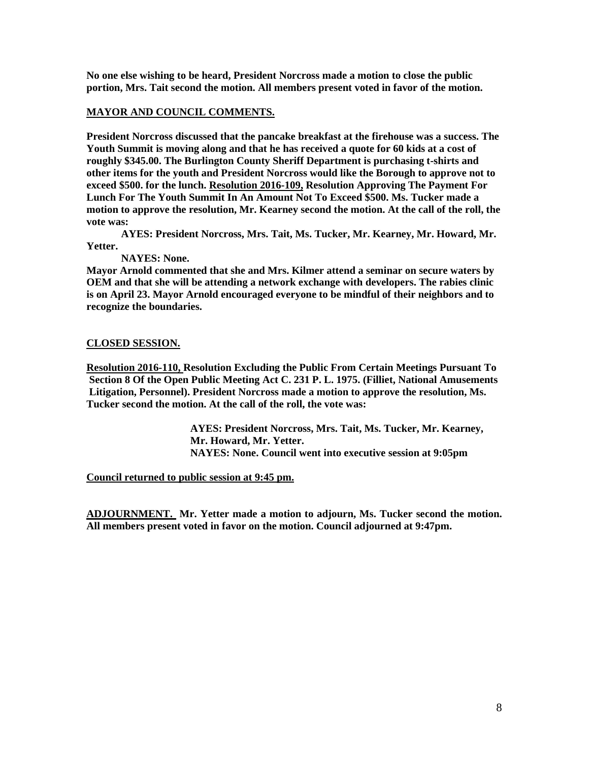**No one else wishing to be heard, President Norcross made a motion to close the public portion, Mrs. Tait second the motion. All members present voted in favor of the motion.**

**MAYOR AND COUNCIL COMMENTS.**

**President Norcross discussed that the pancake breakfast at the firehouse was a success. The Youth Summit is moving along and that he has received a quote for 60 kids at a cost of roughly $345.00. The Burlington County Sheriff Department is purchasing t-shirts and other items for the youth and President Norcross would like the Borough to approve not to exceed $500. for the lunch. Resolution 2016-109, Resolution Approving The Payment For Lunch For The Youth Summit In An Amount Not To Exceed $500. Ms. Tucker made a motion to approve the resolution, Mr. Kearney second the motion. At the call of the roll, the vote was:**

**AYES: President Norcross, Mrs. Tait, Ms. Tucker, Mr. Kearney, Mr. Howard, Mr. Yetter.**

**NAYES: None.**

**Mayor Arnold commented that she and Mrs. Kilmer attend a seminar on secure waters by OEM and that she will be attending a network exchange with developers. The rabies clinic is on April 23. Mayor Arnold encouraged everyone to be mindful of their neighbors and to recognize the boundaries.**

**CLOSED SESSION.**

**Resolution 2016-110, Resolution Excluding the Public From Certain Meetings Pursuant To Section 8 Of the Open Public Meeting Act C. 231 P. L. 1975. (Filliet, National Amusements Litigation, Personnel). President Norcross made a motion to approve the resolution, Ms. Tucker second the motion. At the call of the roll, the vote was:**

**AYES: President Norcross, Mrs. Tait, Ms. Tucker, Mr. Kearney, Mr. Howard, Mr. Yetter.**
**NAYES: None. Council went into executive session at 9:05pm**

**Council returned to public session at 9:45 pm.**

**ADJOURNMENT. Mr. Yetter made a motion to adjourn, Ms. Tucker second the motion. All members present voted in favor on the motion. Council adjourned at 9:47pm.**